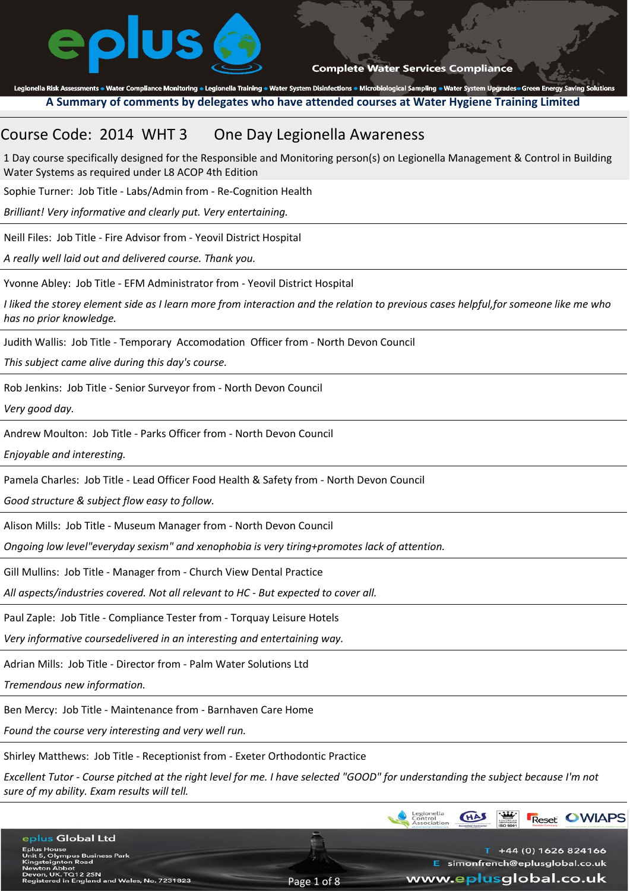**A Summary of comments by delegates who have attended courses at Water Hygiene Training Limited**

## Course Code: 2014 WHT 3 One Day Legionella Awareness

1 Day course specifically designed for the Responsible and Monitoring person(s) on Legionella Management & Control in Building Water Systems as required under L8 ACOP 4th Edition

Sophie Turner: Job Title - Labs/Admin from - Re-Cognition Health

*Brilliant! Very informative and clearly put. Very entertaining.*

Neill Files: Job Title - Fire Advisor from - Yeovil District Hospital

*A really well laid out and delivered course. Thank you.*

Yvonne Abley: Job Title - EFM Administrator from - Yeovil District Hospital

*I liked the storey element side as I learn more from interaction and the relation to previous cases helpful,for someone like me who has no prior knowledge.*

Judith Wallis: Job Title - Temporary Accomodation Officer from - North Devon Council

*This subject came alive during this day's course.*

Rob Jenkins: Job Title - Senior Surveyor from - North Devon Council

*Very good day.*

Andrew Moulton: Job Title - Parks Officer from - North Devon Council

*Enjoyable and interesting.*

Pamela Charles: Job Title - Lead Officer Food Health & Safety from - North Devon Council

*Good structure & subject flow easy to follow.*

Alison Mills: Job Title - Museum Manager from - North Devon Council

*Ongoing low level"everyday sexism" and xenophobia is very tiring+promotes lack of attention.*

Gill Mullins: Job Title - Manager from - Church View Dental Practice

*All aspects/industries covered. Not all relevant to HC - But expected to cover all.*

Paul Zaple: Job Title - Compliance Tester from - Torquay Leisure Hotels

*Very informative coursedelivered in an interesting and entertaining way.*

Adrian Mills: Job Title - Director from - Palm Water Solutions Ltd

*Tremendous new information.*

Ben Mercy: Job Title - Maintenance from - Barnhaven Care Home

*Found the course very interesting and very well run.*

Shirley Matthews: Job Title - Receptionist from - Exeter Orthodontic Practice

*Excellent Tutor - Course pitched at the right level for me. I have selected "GOOD" for understanding the subject because I'm not sure of my ability. Exam results will tell.*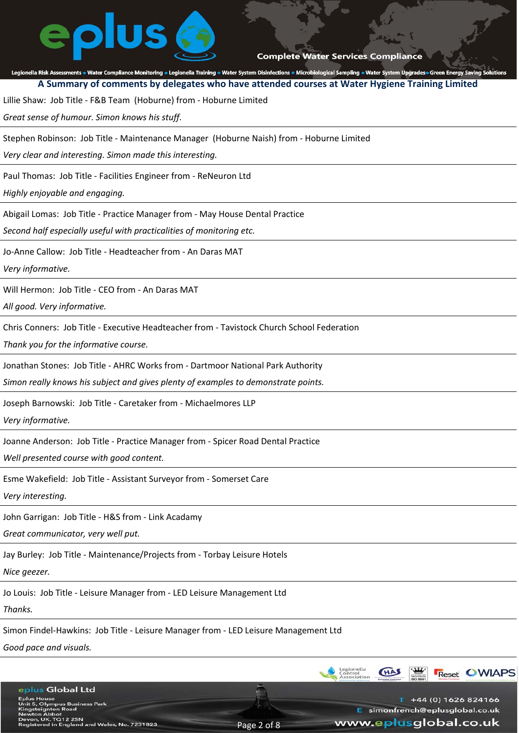## A Summary of comments by delegates who have attended courses at Water Hygiene Training Limited

Lillie Shaw: Job Title - F&B Team (Hoburne) from - Hoburne Limited

*Great sense of humour. Simon knows his stuff.*

---

Stephen Robinson: Job Title - Maintenance Manager (Hoburne Naish) from - Hoburne Limited

*Very clear and interesting. Simon made this interesting.*

---

Paul Thomas: Job Title - Facilities Engineer from - ReNeuron Ltd

*Highly enjoyable and engaging.*

---

Abigail Lomas: Job Title - Practice Manager from - May House Dental Practice

*Second half especially useful with practicalities of monitoring etc.*

---

Jo-Anne Callow: Job Title - Headteacher from - An Daras MAT

*Very informative.*

---

Will Hermon: Job Title - CEO from - An Daras MAT

*All good. Very informative.*

---

Chris Conners: Job Title - Executive Headteacher from - Tavistock Church School Federation

*Thank you for the informative course.*

---

Jonathan Stones: Job Title - AHRC Works from - Dartmoor National Park Authority

*Simon really knows his subject and gives plenty of examples to demonstrate points.*

---

Joseph Barnowski: Job Title - Caretaker from - Michaelmores LLP

*Very informative.*

---

Joanne Anderson: Job Title - Practice Manager from - Spicer Road Dental Practice

*Well presented course with good content.*

---

Esme Wakefield: Job Title - Assistant Surveyor from - Somerset Care

*Very interesting.*

---

John Garrigan: Job Title - H&S from - Link Acadamy

*Great communicator, very well put.*

---

Jay Burley: Job Title - Maintenance/Projects from - Torbay Leisure Hotels

*Nice geezer.*

---

Jo Louis: Job Title - Leisure Manager from - LED Leisure Management Ltd

*Thanks.*

---

Simon Findel-Hawkins: Job Title - Leisure Manager from - LED Leisure Management Ltd

*Good pace and visuals.*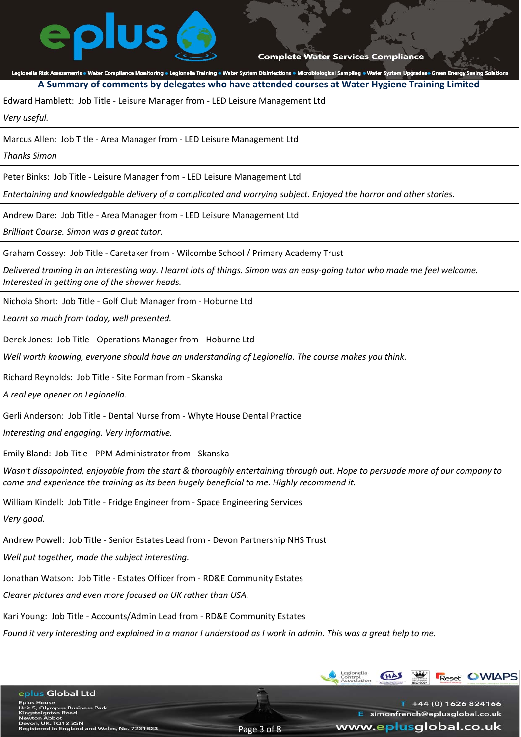## A Summary of comments by delegates who have attended courses at Water Hygiene Training Limited

Edward Hamblett: Job Title - Leisure Manager from - LED Leisure Management Ltd

*Very useful.*

Marcus Allen: Job Title - Area Manager from - LED Leisure Management Ltd

*Thanks Simon*

Peter Binks: Job Title - Leisure Manager from - LED Leisure Management Ltd

*Entertaining and knowledgable delivery of a complicated and worrying subject. Enjoyed the horror and other stories.*

Andrew Dare: Job Title - Area Manager from - LED Leisure Management Ltd

*Brilliant Course. Simon was a great tutor.*

Graham Cossey: Job Title - Caretaker from - Wilcombe School / Primary Academy Trust

*Delivered training in an interesting way. I learnt lots of things. Simon was an easy-going tutor who made me feel welcome. Interested in getting one of the shower heads.*

Nichola Short: Job Title - Golf Club Manager from - Hoburne Ltd

*Learnt so much from today, well presented.*

Derek Jones: Job Title - Operations Manager from - Hoburne Ltd

*Well worth knowing, everyone should have an understanding of Legionella. The course makes you think.*

Richard Reynolds: Job Title - Site Forman from - Skanska

*A real eye opener on Legionella.*

Gerli Anderson: Job Title - Dental Nurse from - Whyte House Dental Practice

*Interesting and engaging. Very informative.*

Emily Bland: Job Title - PPM Administrator from - Skanska

*Wasn't dissapointed, enjoyable from the start & thoroughly entertaining through out. Hope to persuade more of our company to come and experience the training as its been hugely beneficial to me. Highly recommend it.*

William Kindell: Job Title - Fridge Engineer from - Space Engineering Services

*Very good.*

Andrew Powell: Job Title - Senior Estates Lead from - Devon Partnership NHS Trust

*Well put together, made the subject interesting.*

Jonathan Watson: Job Title - Estates Officer from - RD&E Community Estates

*Clearer pictures and even more focused on UK rather than USA.*

Kari Young: Job Title - Accounts/Admin Lead from - RD&E Community Estates

*Found it very interesting and explained in a manor I understood as I work in admin. This was a great help to me.*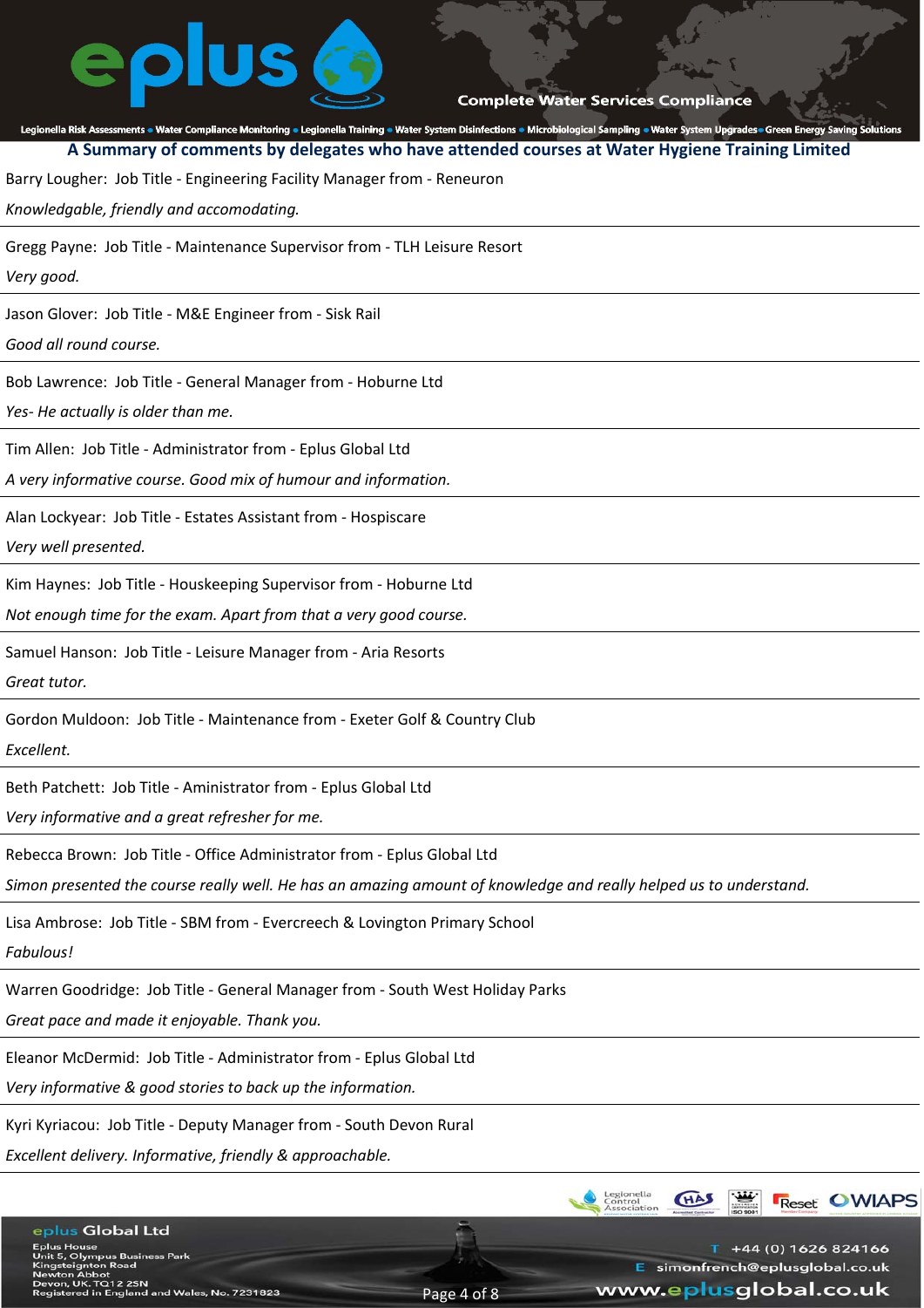## A Summary of comments by delegates who have attended courses at Water Hygiene Training Limited

Barry Lougher: Job Title - Engineering Facility Manager from - Reneuron

*Knowledgable, friendly and accomodating.*

---

Gregg Payne: Job Title - Maintenance Supervisor from - TLH Leisure Resort

*Very good.*

---

Jason Glover: Job Title - M&E Engineer from - Sisk Rail

*Good all round course.*

---

Bob Lawrence: Job Title - General Manager from - Hoburne Ltd

*Yes- He actually is older than me.*

---

Tim Allen: Job Title - Administrator from - Eplus Global Ltd

*A very informative course. Good mix of humour and information.*

---

Alan Lockyear: Job Title - Estates Assistant from - Hospiscare

*Very well presented.*

---

Kim Haynes: Job Title - Houskeeping Supervisor from - Hoburne Ltd

*Not enough time for the exam. Apart from that a very good course.*

---

Samuel Hanson: Job Title - Leisure Manager from - Aria Resorts

*Great tutor.*

---

Gordon Muldoon: Job Title - Maintenance from - Exeter Golf & Country Club

*Excellent.*

---

Beth Patchett: Job Title - Aministrator from - Eplus Global Ltd

*Very informative and a great refresher for me.*

---

Rebecca Brown: Job Title - Office Administrator from - Eplus Global Ltd

*Simon presented the course really well. He has an amazing amount of knowledge and really helped us to understand.*

---

Lisa Ambrose: Job Title - SBM from - Evercreech & Lovington Primary School

*Fabulous!*

---

Warren Goodridge: Job Title - General Manager from - South West Holiday Parks

*Great pace and made it enjoyable. Thank you.*

---

Eleanor McDermid: Job Title - Administrator from - Eplus Global Ltd

*Very informative & good stories to back up the information.*

---

Kyri Kyriacou: Job Title - Deputy Manager from - South Devon Rural

*Excellent delivery. Informative, friendly & approachable.*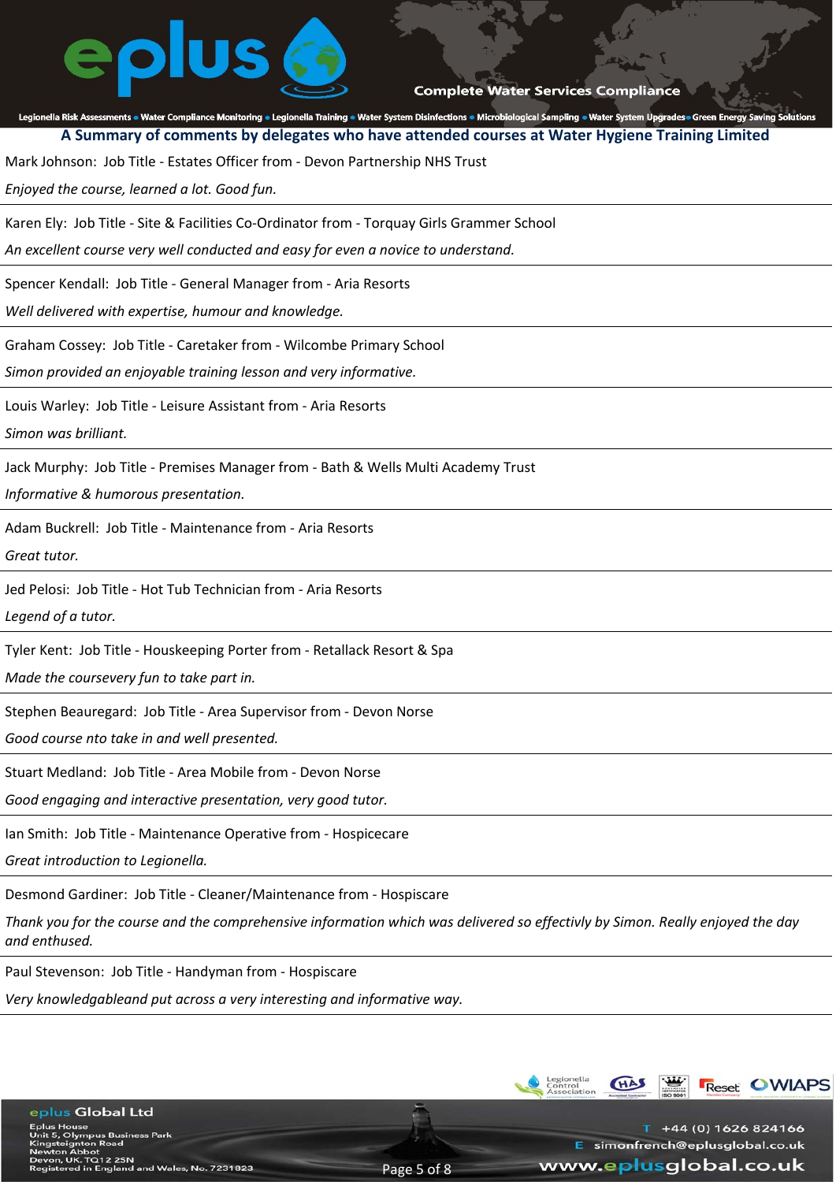## A Summary of comments by delegates who have attended courses at Water Hygiene Training Limited

Mark Johnson:  Job Title - Estates Officer from - Devon Partnership NHS Trust

*Enjoyed the course, learned a lot. Good fun.*

---

Karen Ely:  Job Title - Site & Facilities Co-Ordinator from - Torquay Girls Grammer School

*An excellent course very well conducted and easy for even a novice to understand.*

---

Spencer Kendall:  Job Title - General Manager from - Aria Resorts

*Well delivered with expertise, humour and knowledge.*

---

Graham Cossey:  Job Title - Caretaker from - Wilcombe Primary School

*Simon provided an enjoyable training lesson and very informative.*

---

Louis Warley:  Job Title - Leisure Assistant from - Aria Resorts

*Simon was brilliant.*

---

Jack Murphy:  Job Title - Premises Manager from - Bath & Wells Multi Academy Trust

*Informative & humorous presentation.*

---

Adam Buckrell:  Job Title - Maintenance from - Aria Resorts

*Great tutor.*

---

Jed Pelosi:  Job Title - Hot Tub Technician from - Aria Resorts

*Legend of a tutor.*

---

Tyler Kent:  Job Title - Houskeeping Porter from - Retallack Resort & Spa

*Made the coursevery fun to take part in.*

---

Stephen Beauregard:  Job Title - Area Supervisor from - Devon Norse

*Good course nto take in and well presented.*

---

Stuart Medland:  Job Title - Area Mobile from - Devon Norse

*Good engaging and interactive presentation, very good tutor.*

---

Ian Smith:  Job Title - Maintenance Operative from - Hospicecare

*Great introduction to Legionella.*

---

Desmond Gardiner:  Job Title - Cleaner/Maintenance from - Hospiscare

*Thank you for the course and the comprehensive information which was delivered so effectivly by Simon. Really enjoyed the day and enthused.*

---

Paul Stevenson:  Job Title - Handyman from - Hospiscare

*Very knowledgableand put across a very interesting and informative way.*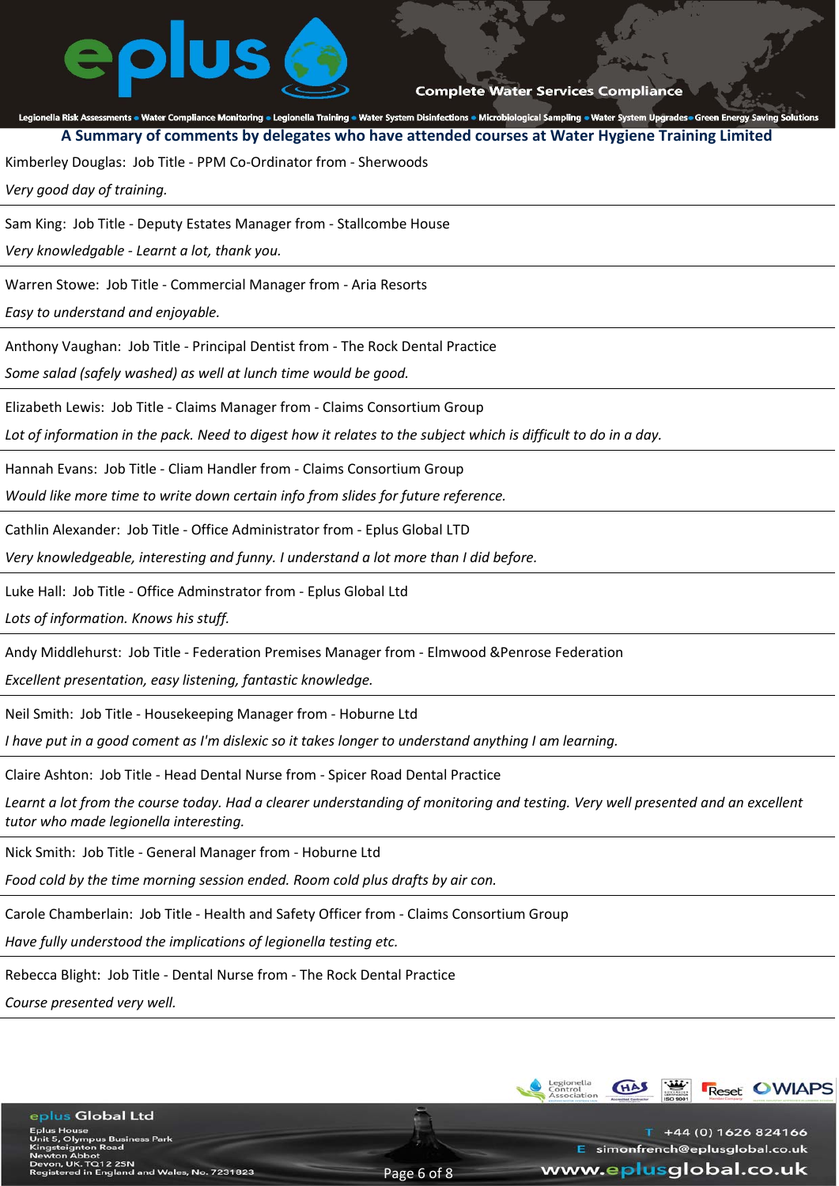## A Summary of comments by delegates who have attended courses at Water Hygiene Training Limited

Kimberley Douglas: Job Title - PPM Co-Ordinator from - Sherwoods

*Very good day of training.*

---

Sam King: Job Title - Deputy Estates Manager from - Stallcombe House

*Very knowledgable - Learnt a lot, thank you.*

---

Warren Stowe: Job Title - Commercial Manager from - Aria Resorts

*Easy to understand and enjoyable.*

---

Anthony Vaughan: Job Title - Principal Dentist from - The Rock Dental Practice

*Some salad (safely washed) as well at lunch time would be good.*

---

Elizabeth Lewis: Job Title - Claims Manager from - Claims Consortium Group

*Lot of information in the pack. Need to digest how it relates to the subject which is difficult to do in a day.*

---

Hannah Evans: Job Title - Cliam Handler from - Claims Consortium Group

*Would like more time to write down certain info from slides for future reference.*

---

Cathlin Alexander: Job Title - Office Administrator from - Eplus Global LTD

*Very knowledgeable, interesting and funny. I understand a lot more than I did before.*

---

Luke Hall: Job Title - Office Adminstrator from - Eplus Global Ltd

*Lots of information. Knows his stuff.*

---

Andy Middlehurst: Job Title - Federation Premises Manager from - Elmwood &Penrose Federation

*Excellent presentation, easy listening, fantastic knowledge.*

---

Neil Smith: Job Title - Housekeeping Manager from - Hoburne Ltd

*I have put in a good coment as I'm dislexic so it takes longer to understand anything I am learning.*

---

Claire Ashton: Job Title - Head Dental Nurse from - Spicer Road Dental Practice

*Learnt a lot from the course today. Had a clearer understanding of monitoring and testing. Very well presented and an excellent tutor who made legionella interesting.*

---

Nick Smith: Job Title - General Manager from - Hoburne Ltd

*Food cold by the time morning session ended. Room cold plus drafts by air con.*

---

Carole Chamberlain: Job Title - Health and Safety Officer from - Claims Consortium Group

*Have fully understood the implications of legionella testing etc.*

---

Rebecca Blight: Job Title - Dental Nurse from - The Rock Dental Practice

*Course presented very well.*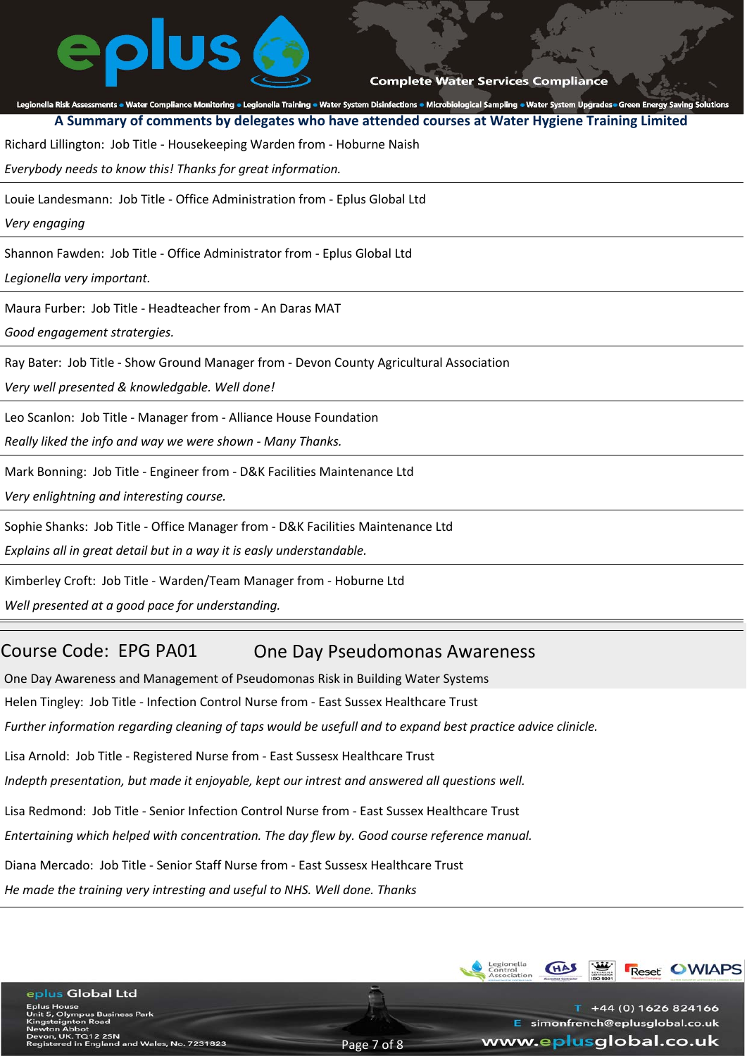## A Summary of comments by delegates who have attended courses at Water Hygiene Training Limited

Richard Lillington: Job Title - Housekeeping Warden from - Hoburne Naish

*Everybody needs to know this! Thanks for great information.*

---

Louie Landesmann: Job Title - Office Administration from - Eplus Global Ltd

*Very engaging*

---

Shannon Fawden: Job Title - Office Administrator from - Eplus Global Ltd

*Legionella very important.*

---

Maura Furber: Job Title - Headteacher from - An Daras MAT

*Good engagement stratergies.*

---

Ray Bater: Job Title - Show Ground Manager from - Devon County Agricultural Association

*Very well presented & knowledgable. Well done!*

---

Leo Scanlon: Job Title - Manager from - Alliance House Foundation

*Really liked the info and way we were shown - Many Thanks.*

---

Mark Bonning: Job Title - Engineer from - D&K Facilities Maintenance Ltd

*Very enlightning and interesting course.*

---

Sophie Shanks: Job Title - Office Manager from - D&K Facilities Maintenance Ltd

*Explains all in great detail but in a way it is easly understandable.*

---

Kimberley Croft: Job Title - Warden/Team Manager from - Hoburne Ltd

*Well presented at a good pace for understanding.*

---

## Course Code: EPG PA01 One Day Pseudomonas Awareness

One Day Awareness and Management of Pseudomonas Risk in Building Water Systems

Helen Tingley: Job Title - Infection Control Nurse from - East Sussex Healthcare Trust

*Further information regarding cleaning of taps would be usefull and to expand best practice advice clinicle.*

Lisa Arnold: Job Title - Registered Nurse from - East Sussesx Healthcare Trust

*Indepth presentation, but made it enjoyable, kept our intrest and answered all questions well.*

Lisa Redmond: Job Title - Senior Infection Control Nurse from - East Sussex Healthcare Trust

*Entertaining which helped with concentration. The day flew by. Good course reference manual.*

Diana Mercado: Job Title - Senior Staff Nurse from - East Sussesx Healthcare Trust

*He made the training very intresting and useful to NHS. Well done. Thanks*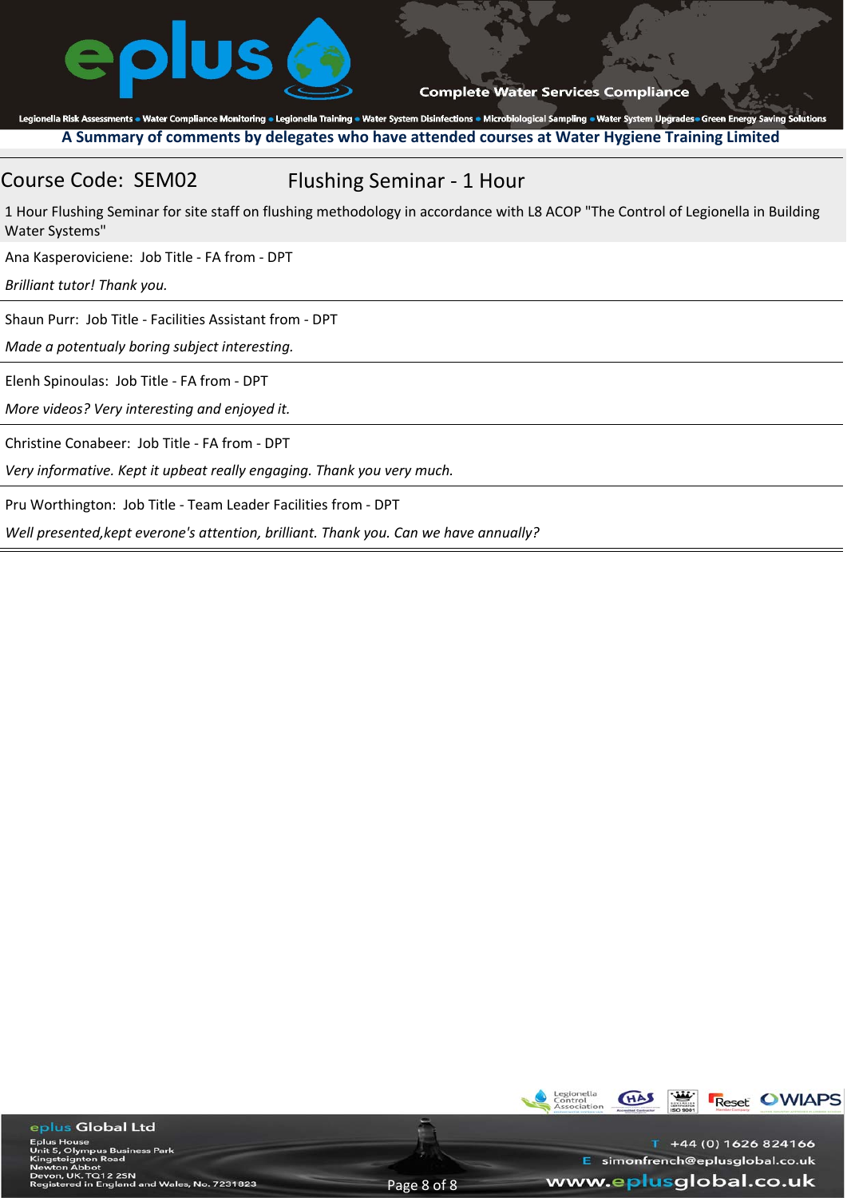A Summary of comments by delegates who have attended courses at Water Hygiene Training Limited

## Course Code: SEM02 — Flushing Seminar - 1 Hour

1 Hour Flushing Seminar for site staff on flushing methodology in accordance with L8 ACOP "The Control of Legionella in Building Water Systems"

Ana Kasperoviciene: Job Title - FA from - DPT

*Brilliant tutor! Thank you.*

---

Shaun Purr: Job Title - Facilities Assistant from - DPT

*Made a potentualy boring subject interesting.*

---

Elenh Spinoulas: Job Title - FA from - DPT

*More videos? Very interesting and enjoyed it.*

---

Christine Conabeer: Job Title - FA from - DPT

*Very informative. Kept it upbeat really engaging. Thank you very much.*

---

Pru Worthington: Job Title - Team Leader Facilities from - DPT

*Well presented,kept everone's attention, brilliant. Thank you. Can we have annually?*